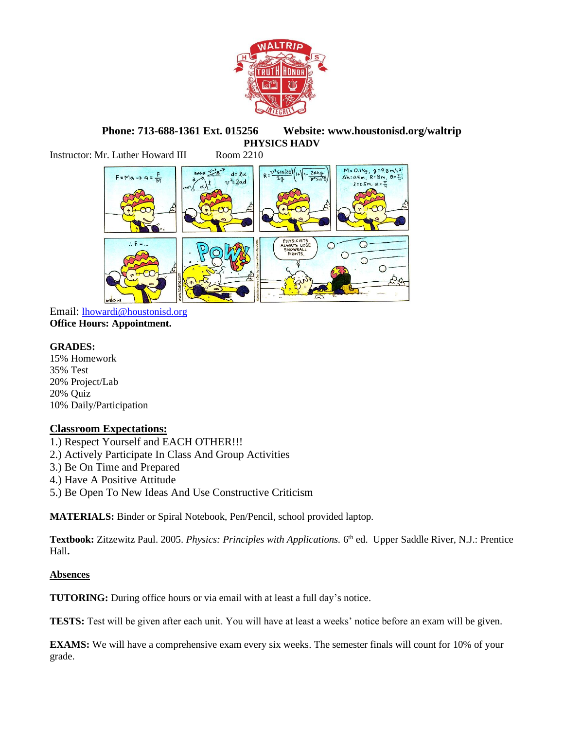**Phone: 713-688-1361 Ext. 015256 Website: www.houstonisd.org/waltrip**

**PHYSICS HADV**

Instructor: Mr. Luther Howard III Room 2210

Email: lhowardi@houstonisd.org

**Office Hours: Appointment.**

**GRADES:**

15% Homework
35% Test
20% Project/Lab
20% Quiz
10% Daily/Participation

## Classroom Expectations:

1.) Respect Yourself and EACH OTHER!!!
2.) Actively Participate In Class And Group Activities
3.) Be On Time and Prepared
4.) Have A Positive Attitude
5.) Be Open To New Ideas And Use Constructive Criticism

**MATERIALS:** Binder or Spiral Notebook, Pen/Pencil, school provided laptop.

**Textbook:** Zitzewitz Paul. 2005. *Physics: Principles with Applications.* 6th ed. Upper Saddle River, N.J.: Prentice Hall**.**

## Absences

**TUTORING:** During office hours or via email with at least a full day's notice.

**TESTS:** Test will be given after each unit. You will have at least a weeks' notice before an exam will be given.

**EXAMS:** We will have a comprehensive exam every six weeks. The semester finals will count for 10% of your grade.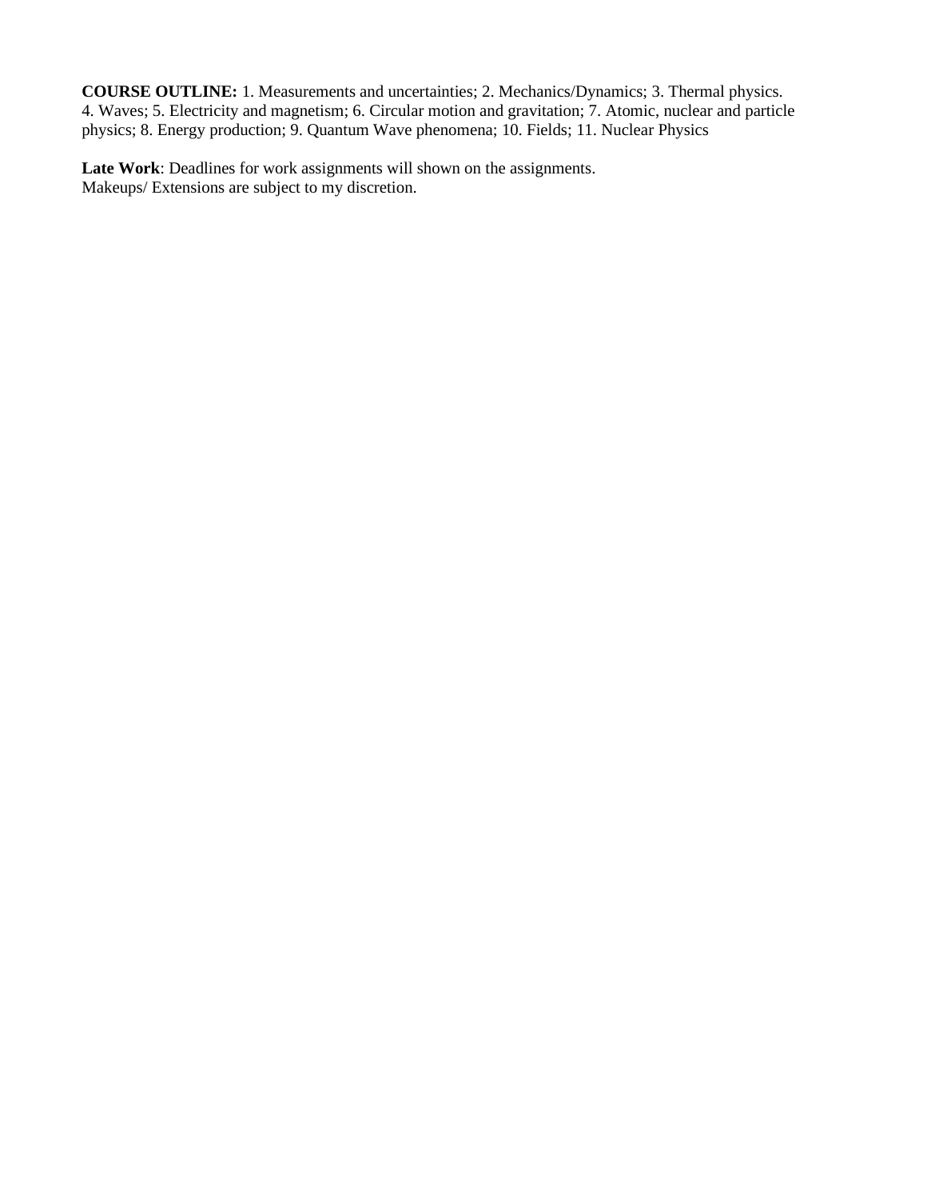**COURSE OUTLINE:** 1. Measurements and uncertainties; 2. Mechanics/Dynamics; 3. Thermal physics. 4. Waves; 5. Electricity and magnetism; 6. Circular motion and gravitation; 7. Atomic, nuclear and particle physics; 8. Energy production; 9. Quantum Wave phenomena; 10. Fields; 11. Nuclear Physics

**Late Work**: Deadlines for work assignments will shown on the assignments.
Makeups/ Extensions are subject to my discretion.